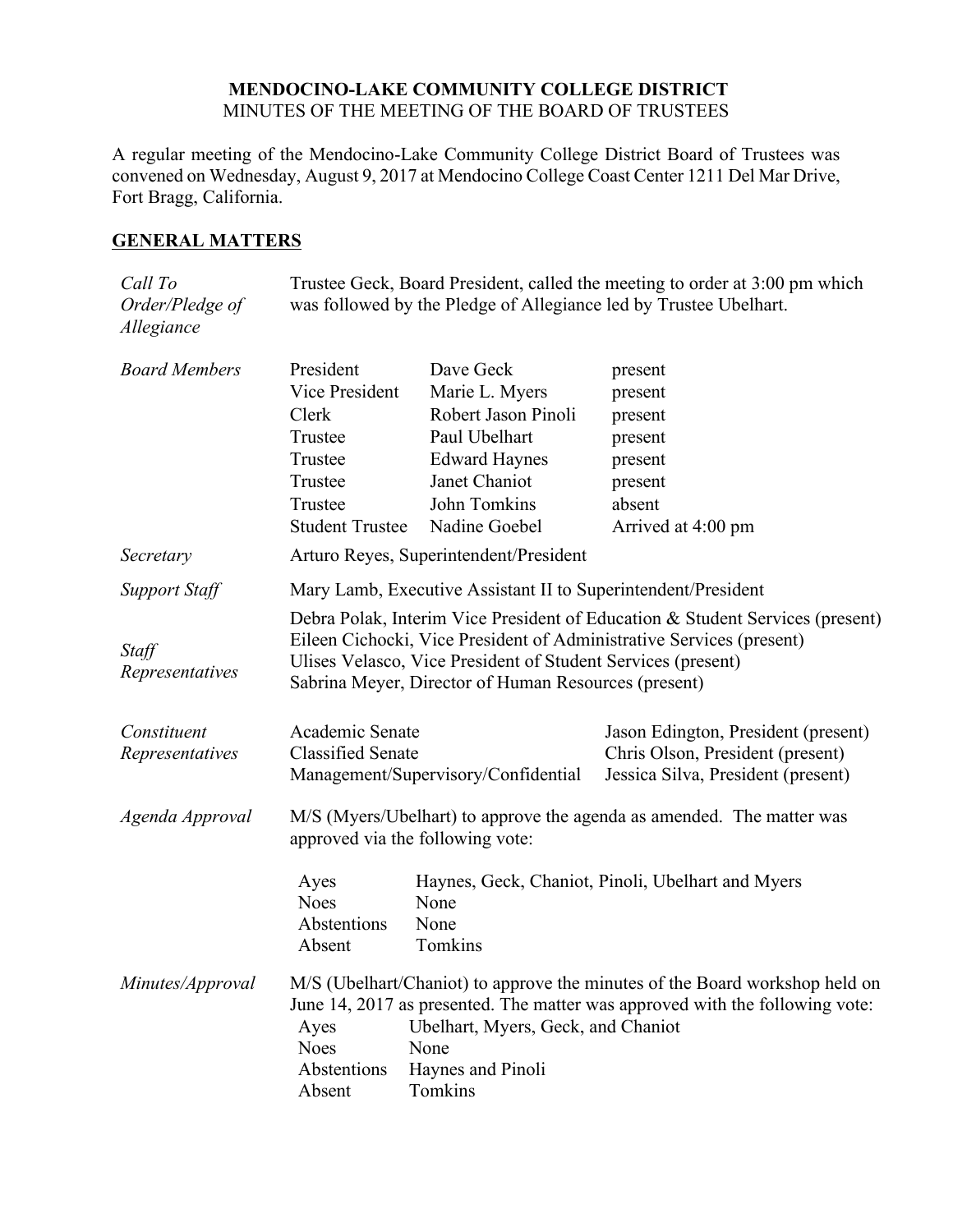**MENDOCINO-LAKE COMMUNITY COLLEGE DISTRICT**
MINUTES OF THE MEETING OF THE BOARD OF TRUSTEES

A regular meeting of the Mendocino-Lake Community College District Board of Trustees was convened on Wednesday, August 9, 2017 at Mendocino College Coast Center 1211 Del Mar Drive, Fort Bragg, California.

## GENERAL MATTERS

*Call To Order/Pledge of Allegiance*

Trustee Geck, Board President, called the meeting to order at 3:00 pm which was followed by the Pledge of Allegiance led by Trustee Ubelhart.

*Board Members*

| | | |
|---|---|---|
| President | Dave Geck | present |
| Vice President | Marie L. Myers | present |
| Clerk | Robert Jason Pinoli | present |
| Trustee | Paul Ubelhart | present |
| Trustee | Edward Haynes | present |
| Trustee | Janet Chaniot | present |
| Trustee | John Tomkins | absent |
| Student Trustee | Nadine Goebel | Arrived at 4:00 pm |

*Secretary*

Arturo Reyes, Superintendent/President

*Support Staff*

Mary Lamb, Executive Assistant II to Superintendent/President

*Staff Representatives*

Debra Polak, Interim Vice President of Education & Student Services (present)
Eileen Cichocki, Vice President of Administrative Services (present)
Ulises Velasco, Vice President of Student Services (present)
Sabrina Meyer, Director of Human Resources (present)

*Constituent Representatives*

| | |
|---|---|
| Academic Senate | Jason Edington, President (present) |
| Classified Senate | Chris Olson, President (present) |
| Management/Supervisory/Confidential | Jessica Silva, President (present) |

*Agenda Approval*

M/S (Myers/Ubelhart) to approve the agenda as amended. The matter was approved via the following vote:

| | |
|---|---|
| Ayes | Haynes, Geck, Chaniot, Pinoli, Ubelhart and Myers |
| Noes | None |
| Abstentions | None |
| Absent | Tomkins |

*Minutes/Approval*

M/S (Ubelhart/Chaniot) to approve the minutes of the Board workshop held on June 14, 2017 as presented. The matter was approved with the following vote:

| | |
|---|---|
| Ayes | Ubelhart, Myers, Geck, and Chaniot |
| Noes | None |
| Abstentions | Haynes and Pinoli |
| Absent | Tomkins |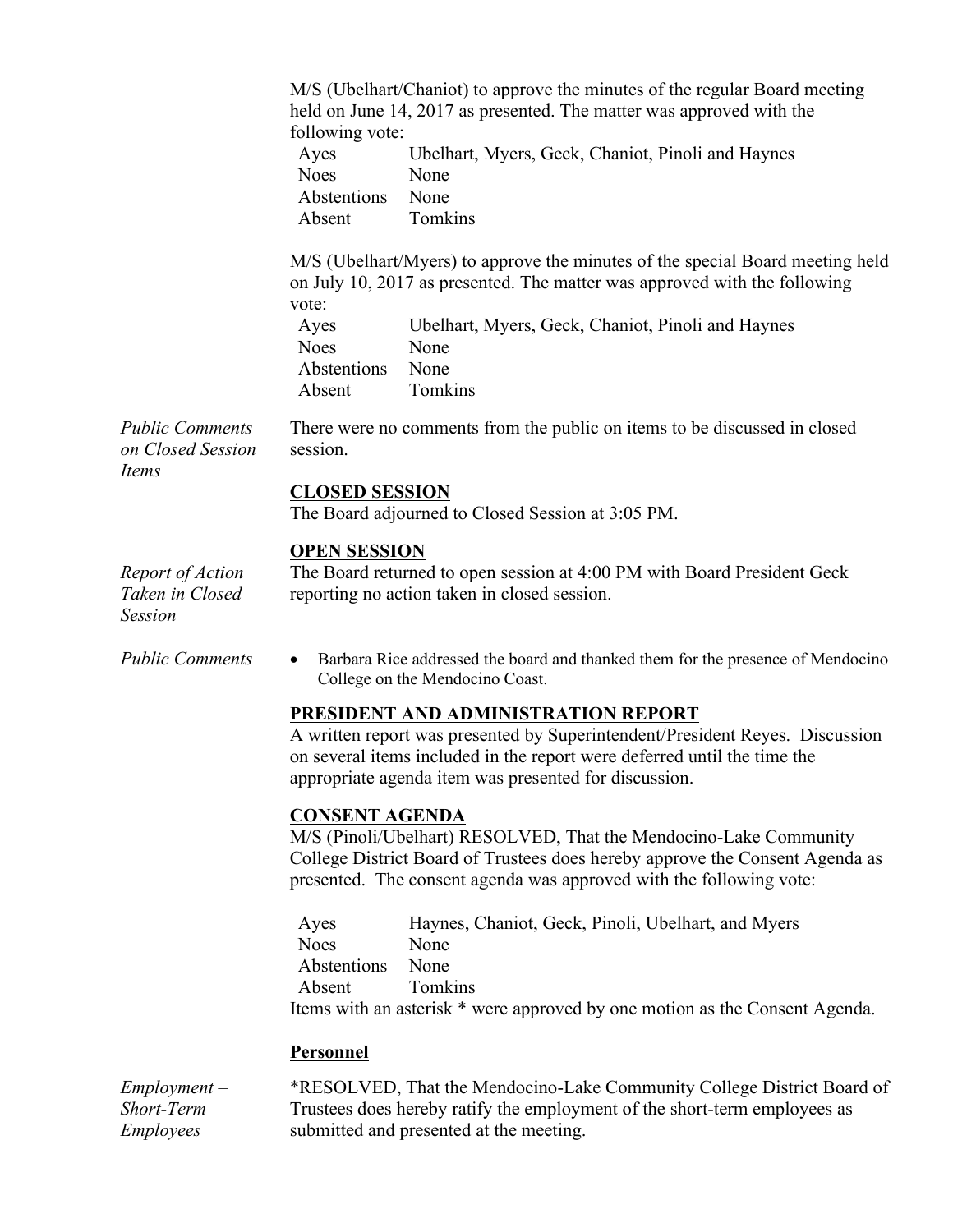M/S (Ubelhart/Chaniot) to approve the minutes of the regular Board meeting held on June 14, 2017 as presented. The matter was approved with the following vote:

| | |
|---|---|
| Ayes | Ubelhart, Myers, Geck, Chaniot, Pinoli and Haynes |
| Noes | None |
| Abstentions | None |
| Absent | Tomkins |

M/S (Ubelhart/Myers) to approve the minutes of the special Board meeting held on July 10, 2017 as presented. The matter was approved with the following vote:

| | |
|---|---|
| Ayes | Ubelhart, Myers, Geck, Chaniot, Pinoli and Haynes |
| Noes | None |
| Abstentions | None |
| Absent | Tomkins |

*Public Comments on Closed Session Items*

There were no comments from the public on items to be discussed in closed session.

**CLOSED SESSION**

The Board adjourned to Closed Session at 3:05 PM.

**OPEN SESSION**

*Report of Action Taken in Closed Session*

The Board returned to open session at 4:00 PM with Board President Geck reporting no action taken in closed session.

*Public Comments*

- Barbara Rice addressed the board and thanked them for the presence of Mendocino College on the Mendocino Coast.

**PRESIDENT AND ADMINISTRATION REPORT**

A written report was presented by Superintendent/President Reyes. Discussion on several items included in the report were deferred until the time the appropriate agenda item was presented for discussion.

**CONSENT AGENDA**

M/S (Pinoli/Ubelhart) RESOLVED, That the Mendocino-Lake Community College District Board of Trustees does hereby approve the Consent Agenda as presented. The consent agenda was approved with the following vote:

| | |
|---|---|
| Ayes | Haynes, Chaniot, Geck, Pinoli, Ubelhart, and Myers |
| Noes | None |
| Abstentions | None |
| Absent | Tomkins |

Items with an asterisk * were approved by one motion as the Consent Agenda.

**Personnel**

*Employment – Short-Term Employees*

*RESOLVED, That the Mendocino-Lake Community College District Board of Trustees does hereby ratify the employment of the short-term employees as submitted and presented at the meeting.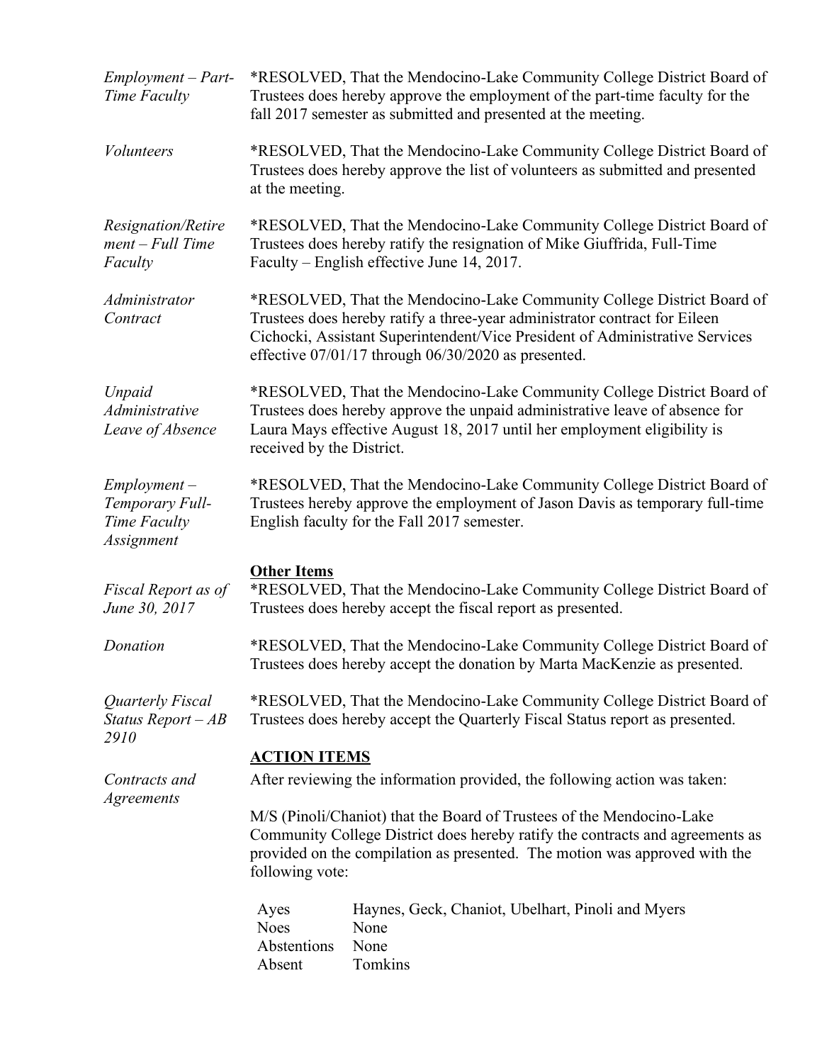*Employment – Part-Time Faculty*

*RESOLVED, That the Mendocino-Lake Community College District Board of Trustees does hereby approve the employment of the part-time faculty for the fall 2017 semester as submitted and presented at the meeting.

*Volunteers*

*RESOLVED, That the Mendocino-Lake Community College District Board of Trustees does hereby approve the list of volunteers as submitted and presented at the meeting.

*Resignation/Retirement – Full Time Faculty*

*RESOLVED, That the Mendocino-Lake Community College District Board of Trustees does hereby ratify the resignation of Mike Giuffrida, Full-Time Faculty – English effective June 14, 2017.

*Administrator Contract*

*RESOLVED, That the Mendocino-Lake Community College District Board of Trustees does hereby ratify a three-year administrator contract for Eileen Cichocki, Assistant Superintendent/Vice President of Administrative Services effective 07/01/17 through 06/30/2020 as presented.

*Unpaid Administrative Leave of Absence*

*RESOLVED, That the Mendocino-Lake Community College District Board of Trustees does hereby approve the unpaid administrative leave of absence for Laura Mays effective August 18, 2017 until her employment eligibility is received by the District.

*Employment – Temporary Full-Time Faculty Assignment*

*RESOLVED, That the Mendocino-Lake Community College District Board of Trustees hereby approve the employment of Jason Davis as temporary full-time English faculty for the Fall 2017 semester.

**Other Items**

*Fiscal Report as of June 30, 2017*

*RESOLVED, That the Mendocino-Lake Community College District Board of Trustees does hereby accept the fiscal report as presented.

*Donation*

*RESOLVED, That the Mendocino-Lake Community College District Board of Trustees does hereby accept the donation by Marta MacKenzie as presented.

*Quarterly Fiscal Status Report – AB 2910*

*RESOLVED, That the Mendocino-Lake Community College District Board of Trustees does hereby accept the Quarterly Fiscal Status report as presented.

## ACTION ITEMS

*Contracts and Agreements*

After reviewing the information provided, the following action was taken:

M/S (Pinoli/Chaniot) that the Board of Trustees of the Mendocino-Lake Community College District does hereby ratify the contracts and agreements as provided on the compilation as presented. The motion was approved with the following vote:

| | |
|---|---|
| Ayes | Haynes, Geck, Chaniot, Ubelhart, Pinoli and Myers |
| Noes | None |
| Abstentions | None |
| Absent | Tomkins |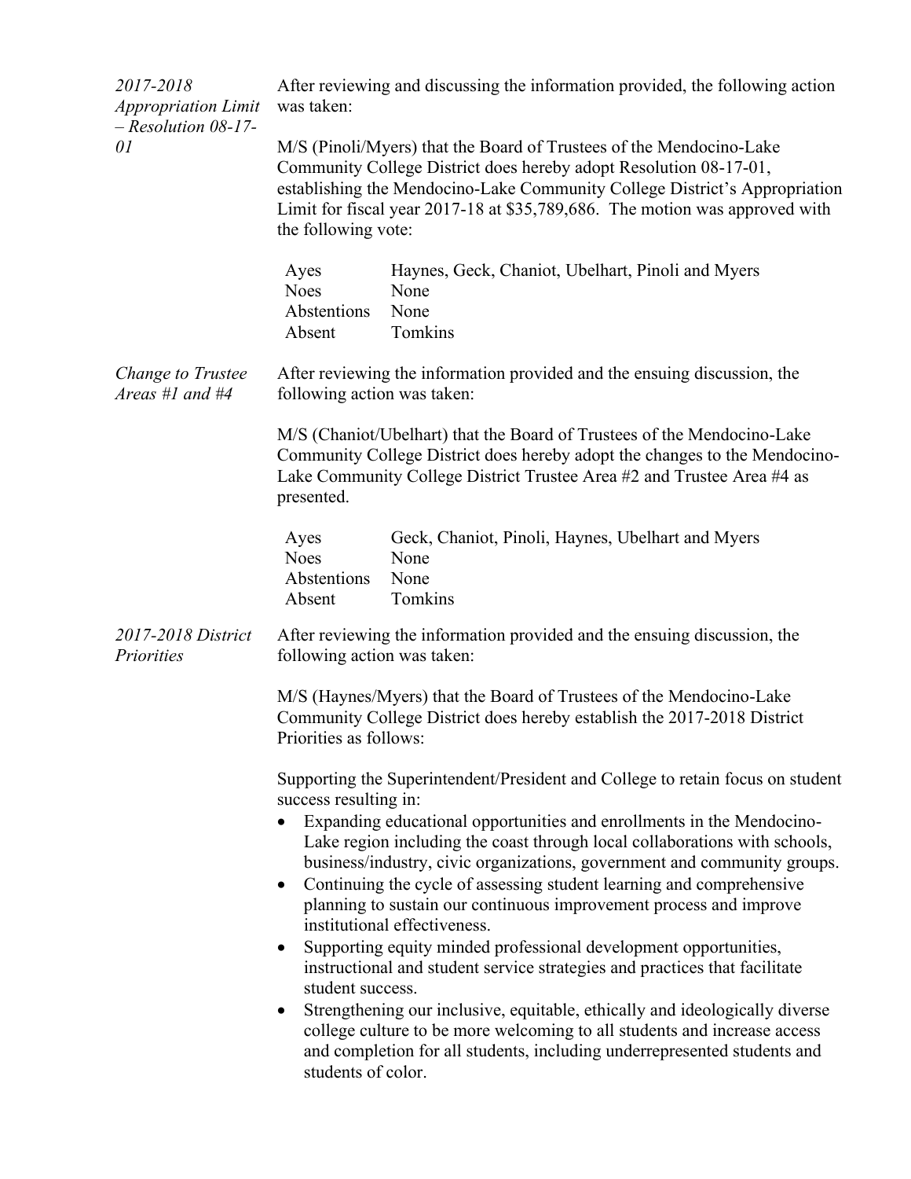*2017-2018 Appropriation Limit – Resolution 08-17-01*

After reviewing and discussing the information provided, the following action was taken:

M/S (Pinoli/Myers) that the Board of Trustees of the Mendocino-Lake Community College District does hereby adopt Resolution 08-17-01, establishing the Mendocino-Lake Community College District's Appropriation Limit for fiscal year 2017-18 at $35,789,686. The motion was approved with the following vote:

| | |
|---|---|
| Ayes | Haynes, Geck, Chaniot, Ubelhart, Pinoli and Myers |
| Noes | None |
| Abstentions | None |
| Absent | Tomkins |

*Change to Trustee Areas #1 and #4*

After reviewing the information provided and the ensuing discussion, the following action was taken:

M/S (Chaniot/Ubelhart) that the Board of Trustees of the Mendocino-Lake Community College District does hereby adopt the changes to the Mendocino-Lake Community College District Trustee Area #2 and Trustee Area #4 as presented.

| | |
|---|---|
| Ayes | Geck, Chaniot, Pinoli, Haynes, Ubelhart and Myers |
| Noes | None |
| Abstentions | None |
| Absent | Tomkins |

*2017-2018 District Priorities*

After reviewing the information provided and the ensuing discussion, the following action was taken:

M/S (Haynes/Myers) that the Board of Trustees of the Mendocino-Lake Community College District does hereby establish the 2017-2018 District Priorities as follows:

Supporting the Superintendent/President and College to retain focus on student success resulting in:

- Expanding educational opportunities and enrollments in the Mendocino-Lake region including the coast through local collaborations with schools, business/industry, civic organizations, government and community groups.
- Continuing the cycle of assessing student learning and comprehensive planning to sustain our continuous improvement process and improve institutional effectiveness.
- Supporting equity minded professional development opportunities, instructional and student service strategies and practices that facilitate student success.
- Strengthening our inclusive, equitable, ethically and ideologically diverse college culture to be more welcoming to all students and increase access and completion for all students, including underrepresented students and students of color.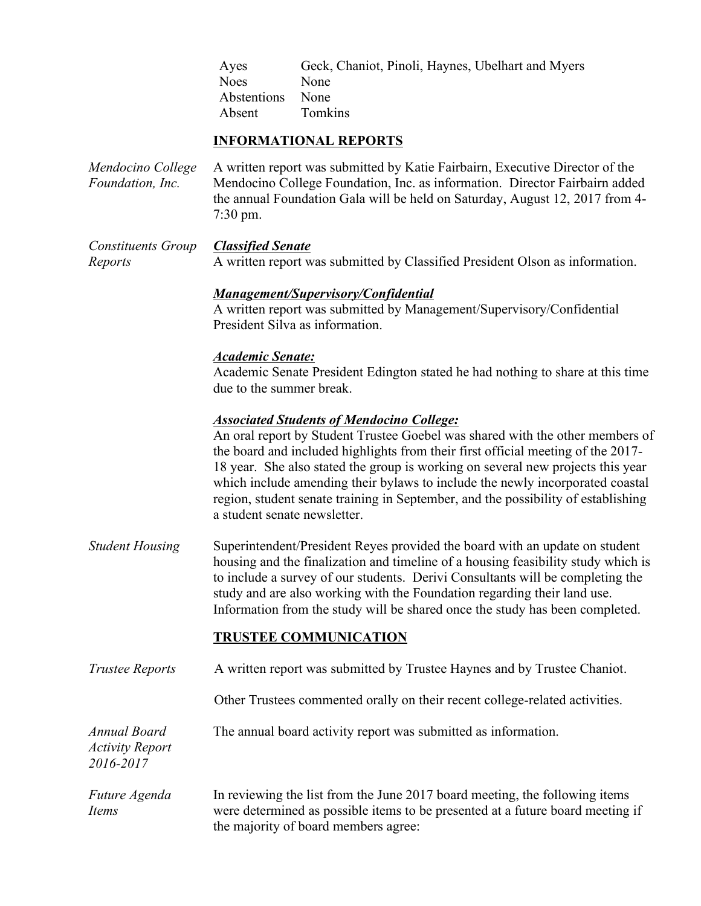| | |
|---|---|
| Ayes | Geck, Chaniot, Pinoli, Haynes, Ubelhart and Myers |
| Noes | None |
| Abstentions | None |
| Absent | Tomkins |

## INFORMATIONAL REPORTS

*Mendocino College Foundation, Inc.*

A written report was submitted by Katie Fairbairn, Executive Director of the Mendocino College Foundation, Inc. as information. Director Fairbairn added the annual Foundation Gala will be held on Saturday, August 12, 2017 from 4-7:30 pm.

*Constituents Group Reports*

***Classified Senate***

A written report was submitted by Classified President Olson as information.

***Management/Supervisory/Confidential***

A written report was submitted by Management/Supervisory/Confidential President Silva as information.

***Academic Senate:***

Academic Senate President Edington stated he had nothing to share at this time due to the summer break.

***Associated Students of Mendocino College:***

An oral report by Student Trustee Goebel was shared with the other members of the board and included highlights from their first official meeting of the 2017-18 year. She also stated the group is working on several new projects this year which include amending their bylaws to include the newly incorporated coastal region, student senate training in September, and the possibility of establishing a student senate newsletter.

*Student Housing*

Superintendent/President Reyes provided the board with an update on student housing and the finalization and timeline of a housing feasibility study which is to include a survey of our students. Derivi Consultants will be completing the study and are also working with the Foundation regarding their land use. Information from the study will be shared once the study has been completed.

## TRUSTEE COMMUNICATION

*Trustee Reports*

A written report was submitted by Trustee Haynes and by Trustee Chaniot.

Other Trustees commented orally on their recent college-related activities.

*Annual Board Activity Report 2016-2017*

The annual board activity report was submitted as information.

*Future Agenda Items*

In reviewing the list from the June 2017 board meeting, the following items were determined as possible items to be presented at a future board meeting if the majority of board members agree: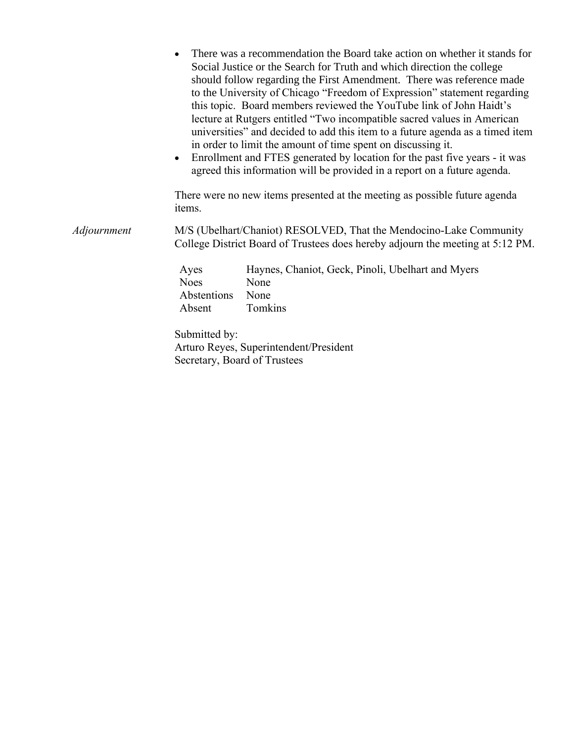- There was a recommendation the Board take action on whether it stands for Social Justice or the Search for Truth and which direction the college should follow regarding the First Amendment. There was reference made to the University of Chicago "Freedom of Expression" statement regarding this topic. Board members reviewed the YouTube link of John Haidt's lecture at Rutgers entitled "Two incompatible sacred values in American universities" and decided to add this item to a future agenda as a timed item in order to limit the amount of time spent on discussing it.
- Enrollment and FTES generated by location for the past five years - it was agreed this information will be provided in a report on a future agenda.

There were no new items presented at the meeting as possible future agenda items.

*Adjournment*

M/S (Ubelhart/Chaniot) RESOLVED, That the Mendocino-Lake Community College District Board of Trustees does hereby adjourn the meeting at 5:12 PM.

| | |
|---|---|
| Ayes | Haynes, Chaniot, Geck, Pinoli, Ubelhart and Myers |
| Noes | None |
| Abstentions | None |
| Absent | Tomkins |

Submitted by:
Arturo Reyes, Superintendent/President
Secretary, Board of Trustees